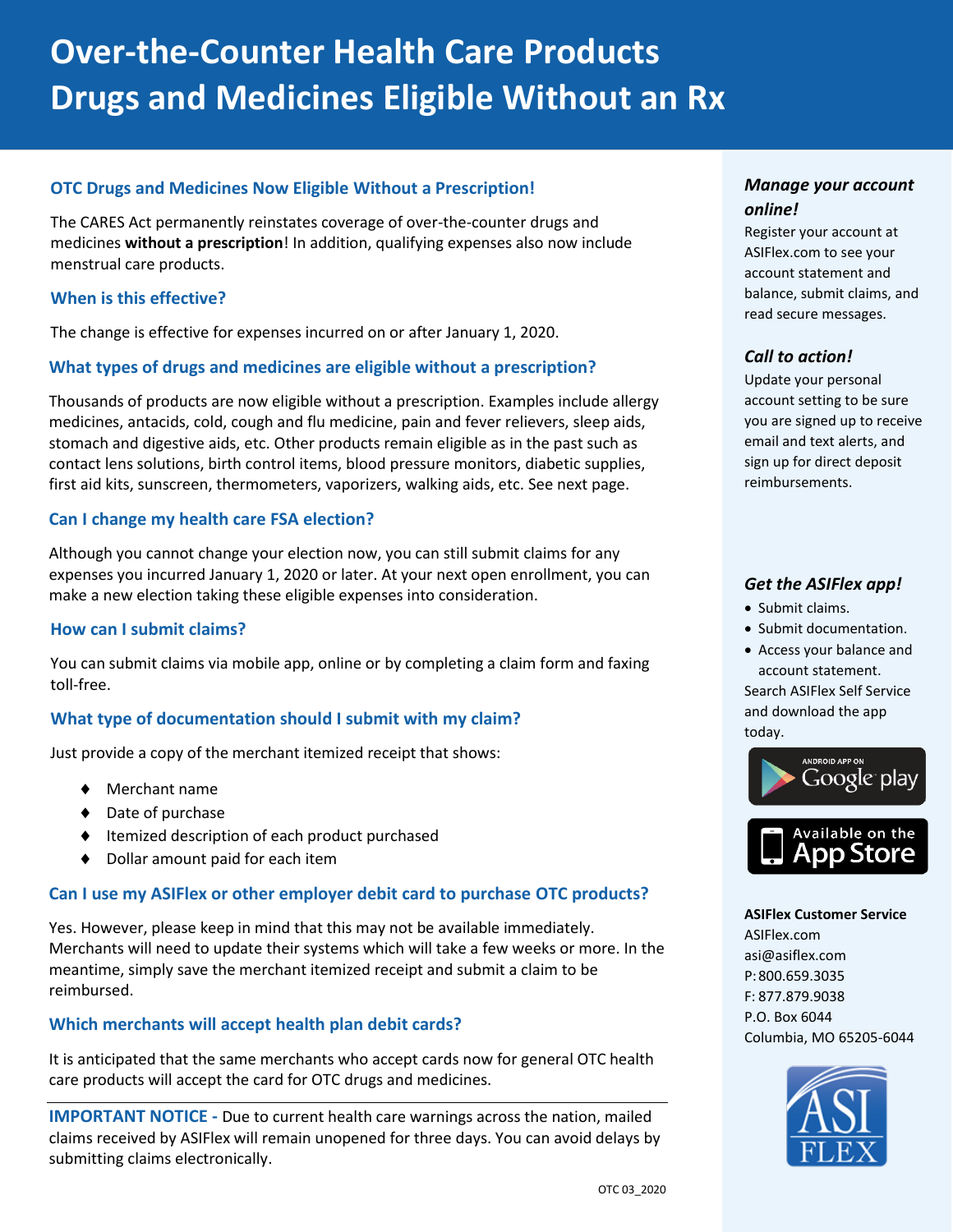# Over-the-Counter Health Care Products Drugs and Medicines Eligible Without an Rx

## OTC Drugs and Medicines Now Eligible Without a Prescription!

The CARES Act permanently reinstates coverage of over-the-counter drugs and medicines **without a prescription**! In addition, qualifying expenses also now include menstrual care products.

### When is this effective?

The change is effective for expenses incurred on or after January 1, 2020.

### What types of drugs and medicines are eligible without a prescription?

Thousands of products are now eligible without a prescription. Examples include allergy medicines, antacids, cold, cough and flu medicine, pain and fever relievers, sleep aids, stomach and digestive aids, etc. Other products remain eligible as in the past such as contact lens solutions, birth control items, blood pressure monitors, diabetic supplies, first aid kits, sunscreen, thermometers, vaporizers, walking aids, etc. See next page.

### Can I change my health care FSA election?

Although you cannot change your election now, you can still submit claims for any expenses you incurred January 1, 2020 or later. At your next open enrollment, you can make a new election taking these eligible expenses into consideration.

### How can I submit claims?

You can submit claims via mobile app, online or by completing a claim form and faxing toll-free.

### What type of documentation should I submit with my claim?

Just provide a copy of the merchant itemized receipt that shows:

- Merchant name
- Date of purchase
- Itemized description of each product purchased
- Dollar amount paid for each item

### Can I use my ASIFlex or other employer debit card to purchase OTC products?

Yes. However, please keep in mind that this may not be available immediately. Merchants will need to update their systems which will take a few weeks or more. In the meantime, simply save the merchant itemized receipt and submit a claim to be reimbursed.

### Which merchants will accept health plan debit cards?

It is anticipated that the same merchants who accept cards now for general OTC health care products will accept the card for OTC drugs and medicines.

---

**IMPORTANT NOTICE -** Due to current health care warnings across the nation, mailed claims received by ASIFlex will remain unopened for three days. You can avoid delays by submitting claims electronically.

OTC 03_2020

### *Manage your account online!*

Register your account at ASIFlex.com to see your account statement and balance, submit claims, and read secure messages.

### *Call to action!*

Update your personal account setting to be sure you are signed up to receive email and text alerts, and sign up for direct deposit reimbursements.

### *Get the ASIFlex app!*

- Submit claims.
- Submit documentation.
- Access your balance and account statement.

Search ASIFlex Self Service and download the app today.

ANDROID APP ON Google play

Available on the App Store

**ASIFlex Customer Service**
ASIFlex.com
asi@asiflex.com
P: 800.659.3035
F: 877.879.9038
P.O. Box 6044
Columbia, MO 65205-6044

ASI FLEX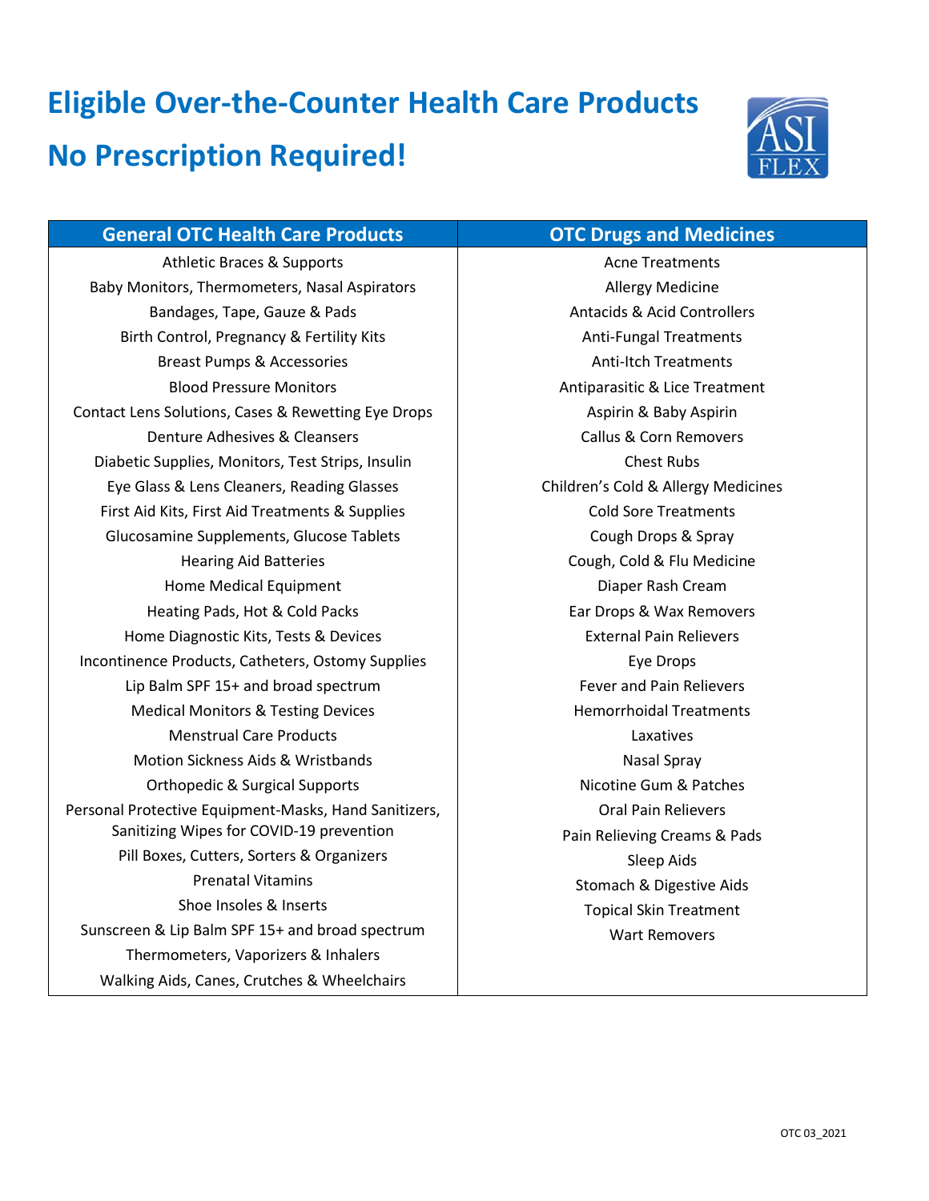# Eligible Over-the-Counter Health Care Products

# No Prescription Required!

| General OTC Health Care Products | OTC Drugs and Medicines |
|---|---|
| Athletic Braces & Supports | Acne Treatments |
| Baby Monitors, Thermometers, Nasal Aspirators | Allergy Medicine |
| Bandages, Tape, Gauze & Pads | Antacids & Acid Controllers |
| Birth Control, Pregnancy & Fertility Kits | Anti-Fungal Treatments |
| Breast Pumps & Accessories | Anti-Itch Treatments |
| Blood Pressure Monitors | Antiparasitic & Lice Treatment |
| Contact Lens Solutions, Cases & Rewetting Eye Drops | Aspirin & Baby Aspirin |
| Denture Adhesives & Cleansers | Callus & Corn Removers |
| Diabetic Supplies, Monitors, Test Strips, Insulin | Chest Rubs |
| Eye Glass & Lens Cleaners, Reading Glasses | Children's Cold & Allergy Medicines |
| First Aid Kits, First Aid Treatments & Supplies | Cold Sore Treatments |
| Glucosamine Supplements, Glucose Tablets | Cough Drops & Spray |
| Hearing Aid Batteries | Cough, Cold & Flu Medicine |
| Home Medical Equipment | Diaper Rash Cream |
| Heating Pads, Hot & Cold Packs | Ear Drops & Wax Removers |
| Home Diagnostic Kits, Tests & Devices | External Pain Relievers |
| Incontinence Products, Catheters, Ostomy Supplies | Eye Drops |
| Lip Balm SPF 15+ and broad spectrum | Fever and Pain Relievers |
| Medical Monitors & Testing Devices | Hemorrhoidal Treatments |
| Menstrual Care Products | Laxatives |
| Motion Sickness Aids & Wristbands | Nasal Spray |
| Orthopedic & Surgical Supports | Nicotine Gum & Patches |
| Personal Protective Equipment-Masks, Hand Sanitizers, Sanitizing Wipes for COVID-19 prevention | Oral Pain Relievers |
| Pill Boxes, Cutters, Sorters & Organizers | Pain Relieving Creams & Pads |
| Prenatal Vitamins | Sleep Aids |
| Shoe Insoles & Inserts | Stomach & Digestive Aids |
| Sunscreen & Lip Balm SPF 15+ and broad spectrum | Topical Skin Treatment |
| Thermometers, Vaporizers & Inhalers | Wart Removers |
| Walking Aids, Canes, Crutches & Wheelchairs | |

OTC 03_2021